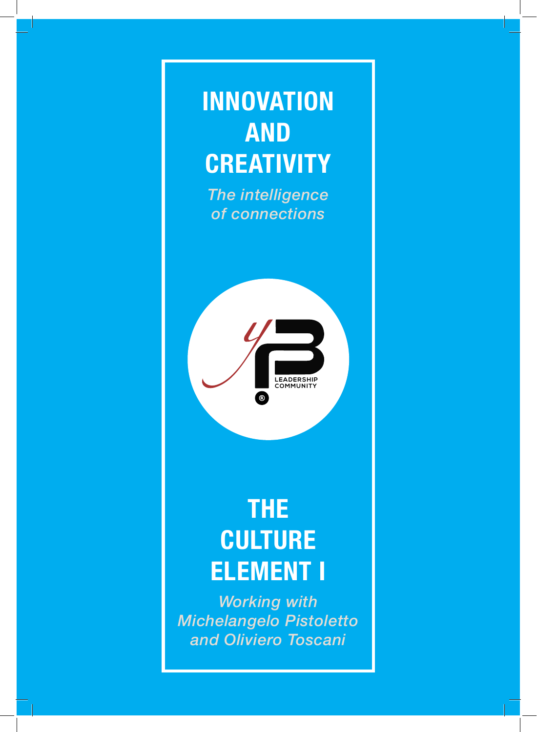# INNOVATION AND CREATIVITY

*The intelligence of connections*

LEADERSHIP COMMUNITY

# THE CULTURE ELEMENT I

*Working with Michelangelo Pistoletto and Oliviero Toscani*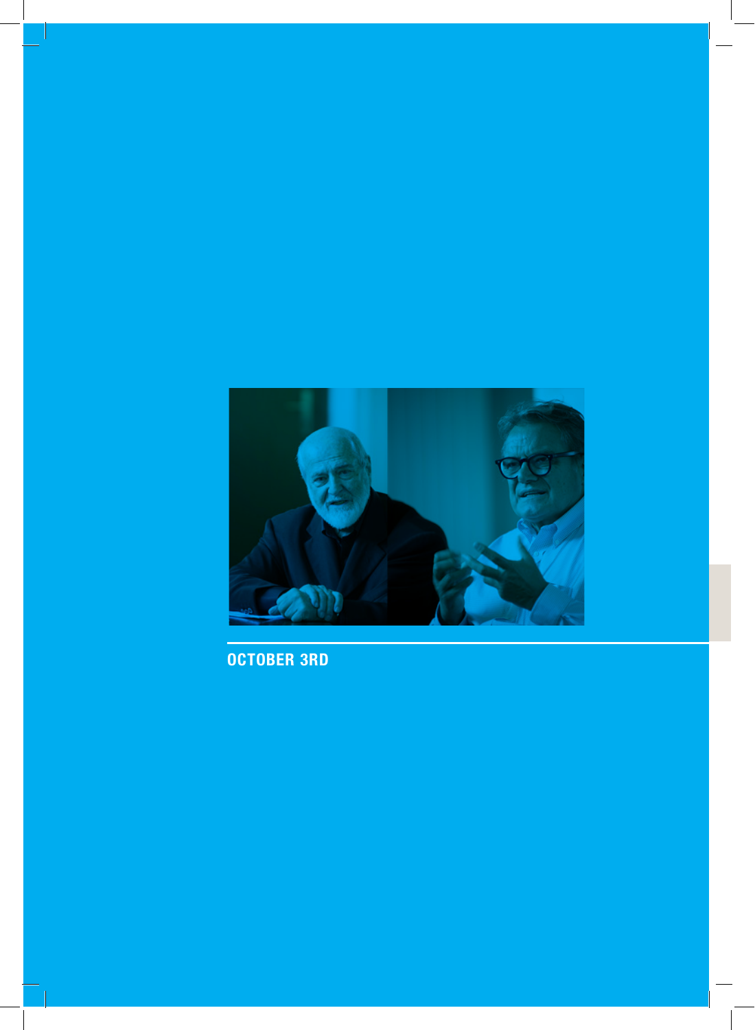## OCTOBER 3RD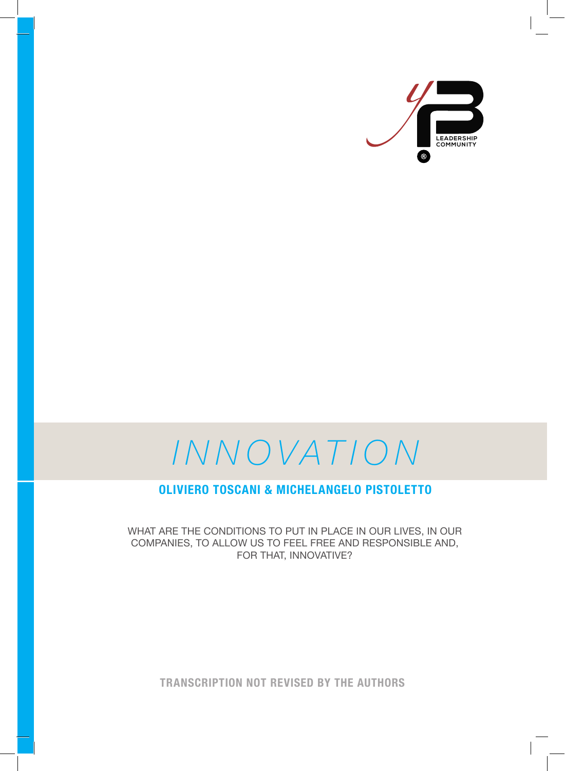LEADERSHIP COMMUNITY

# *INNOVATION*

**OLIVIERO TOSCANI & MICHELANGELO PISTOLETTO**

WHAT ARE THE CONDITIONS TO PUT IN PLACE IN OUR LIVES, IN OUR COMPANIES, TO ALLOW US TO FEEL FREE AND RESPONSIBLE AND, FOR THAT, INNOVATIVE?

**TRANSCRIPTION NOT REVISED BY THE AUTHORS**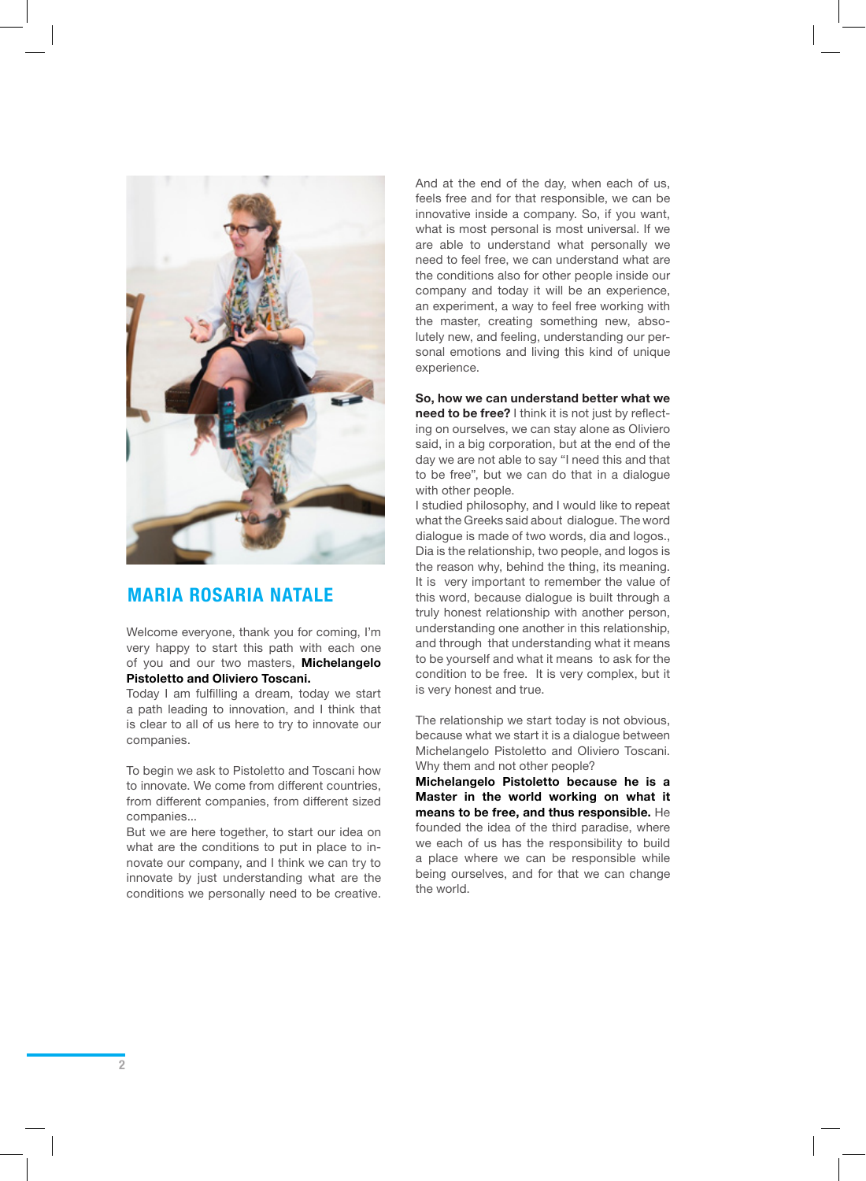## MARIA ROSARIA NATALE

Welcome everyone, thank you for coming, I'm very happy to start this path with each one of you and our two masters, **Michelangelo Pistoletto and Oliviero Toscani.**
Today I am fulfilling a dream, today we start a path leading to innovation, and I think that is clear to all of us here to try to innovate our companies.

To begin we ask to Pistoletto and Toscani how to innovate. We come from different countries, from different companies, from different sized companies...
But we are here together, to start our idea on what are the conditions to put in place to innovate our company, and I think we can try to innovate by just understanding what are the conditions we personally need to be creative. And at the end of the day, when each of us, feels free and for that responsible, we can be innovative inside a company. So, if you want, what is most personal is most universal. If we are able to understand what personally we need to feel free, we can understand what are the conditions also for other people inside our company and today it will be an experience, an experiment, a way to feel free working with the master, creating something new, absolutely new, and feeling, understanding our personal emotions and living this kind of unique experience.

**So, how we can understand better what we need to be free?** I think it is not just by reflecting on ourselves, we can stay alone as Oliviero said, in a big corporation, but at the end of the day we are not able to say "I need this and that to be free", but we can do that in a dialogue with other people.
I studied philosophy, and I would like to repeat what the Greeks said about dialogue. The word dialogue is made of two words, dia and logos., Dia is the relationship, two people, and logos is the reason why, behind the thing, its meaning. It is very important to remember the value of this word, because dialogue is built through a truly honest relationship with another person, understanding one another in this relationship, and through that understanding what it means to be yourself and what it means to ask for the condition to be free. It is very complex, but it is very honest and true.

The relationship we start today is not obvious, because what we start it is a dialogue between Michelangelo Pistoletto and Oliviero Toscani. Why them and not other people?
**Michelangelo Pistoletto because he is a Master in the world working on what it means to be free, and thus responsible.** He founded the idea of the third paradise, where we each of us has the responsibility to build a place where we can be responsible while being ourselves, and for that we can change the world.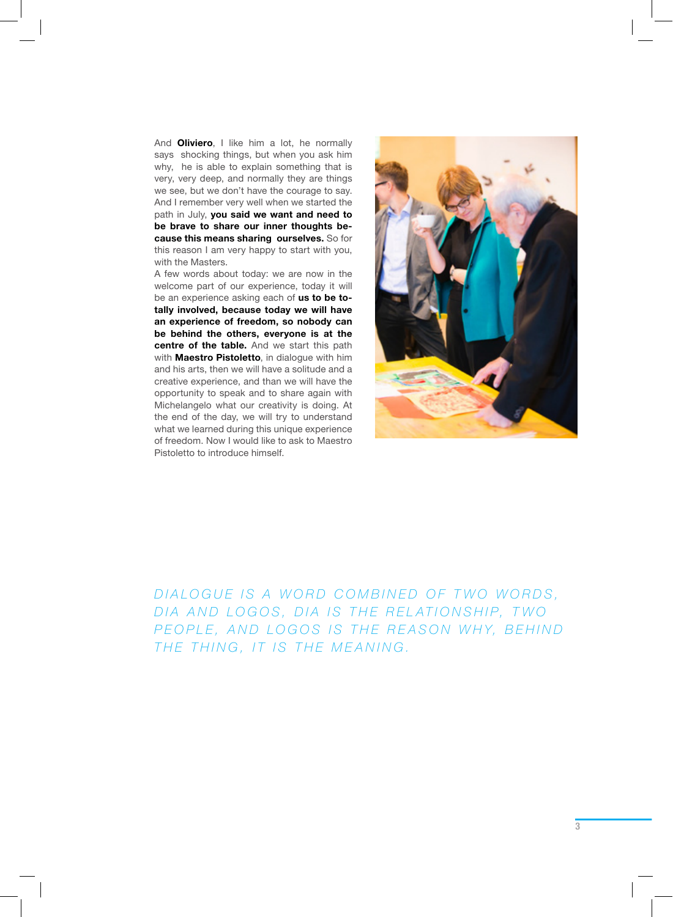And **Oliviero**, I like him a lot, he normally says shocking things, but when you ask him why, he is able to explain something that is very, very deep, and normally they are things we see, but we don't have the courage to say. And I remember very well when we started the path in July, **you said we want and need to be brave to share our inner thoughts because this means sharing ourselves.** So for this reason I am very happy to start with you, with the Masters.

A few words about today: we are now in the welcome part of our experience, today it will be an experience asking each of **us to be totally involved, because today we will have an experience of freedom, so nobody can be behind the others, everyone is at the centre of the table.** And we start this path with **Maestro Pistoletto**, in dialogue with him and his arts, then we will have a solitude and a creative experience, and than we will have the opportunity to speak and to share again with Michelangelo what our creativity is doing. At the end of the day, we will try to understand what we learned during this unique experience of freedom. Now I would like to ask to Maestro Pistoletto to introduce himself.

*DIALOGUE IS A WORD COMBINED OF TWO WORDS, DIA AND LOGOS, DIA IS THE RELATIONSHIP, TWO PEOPLE, AND LOGOS IS THE REASON WHY, BEHIND THE THING, IT IS THE MEANING.*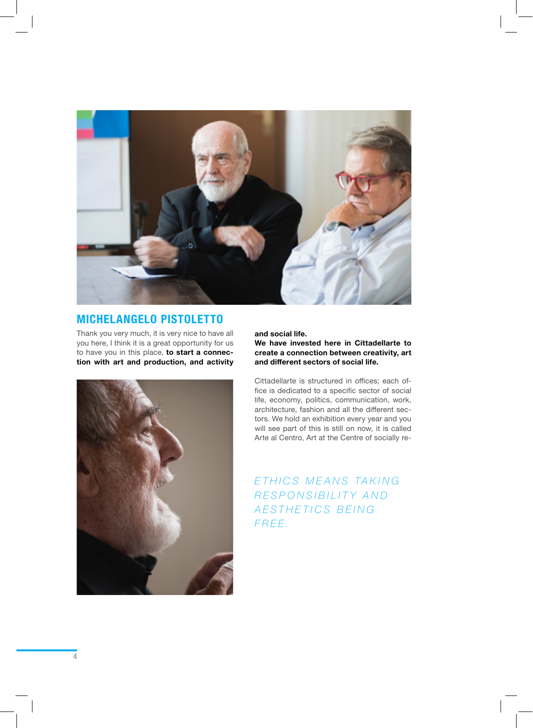## MICHELANGELO PISTOLETTO

Thank you very much, it is very nice to have all you here, I think it is a great opportunity for us to have you in this place, **to start a connection with art and production, and activity and social life.**

**We have invested here in Cittadellarte to create a connection between creativity, art and different sectors of social life.**

Cittadellarte is structured in offices; each office is dedicated to a specific sector of social life, economy, politics, communication, work, architecture, fashion and all the different sectors. We hold an exhibition every year and you will see part of this is still on now, it is called Arte al Centro, Art at the Centre of socially re-

*ETHICS MEANS TAKING RESPONSIBILITY AND AESTHETICS BEING FREE.*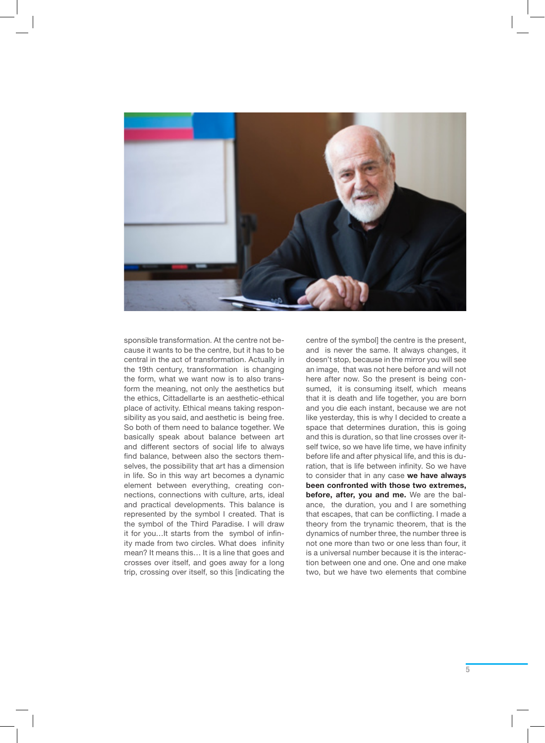sponsible transformation. At the centre not because it wants to be the centre, but it has to be central in the act of transformation. Actually in the 19th century, transformation is changing the form, what we want now is to also transform the meaning, not only the aesthetics but the ethics, Cittadellarte is an aesthetic-ethical place of activity. Ethical means taking responsibility as you said, and aesthetic is being free. So both of them need to balance together. We basically speak about balance between art and different sectors of social life to always find balance, between also the sectors themselves, the possibility that art has a dimension in life. So in this way art becomes a dynamic element between everything, creating connections, connections with culture, arts, ideal and practical developments. This balance is represented by the symbol I created. That is the symbol of the Third Paradise. I will draw it for you…It starts from the symbol of infinity made from two circles. What does infinity mean? It means this… It is a line that goes and crosses over itself, and goes away for a long trip, crossing over itself, so this [indicating the centre of the symbol] the centre is the present, and is never the same. It always changes, it doesn't stop, because in the mirror you will see an image, that was not here before and will not here after now. So the present is being consumed, it is consuming itself, which means that it is death and life together, you are born and you die each instant, because we are not like yesterday, this is why I decided to create a space that determines duration, this is going and this is duration, so that line crosses over itself twice, so we have life time, we have infinity before life and after physical life, and this is duration, that is life between infinity. So we have to consider that in any case **we have always been confronted with those two extremes, before, after, you and me.** We are the balance, the duration, you and I are something that escapes, that can be conflicting. I made a theory from the trynamic theorem, that is the dynamics of number three, the number three is not one more than two or one less than four, it is a universal number because it is the interaction between one and one. One and one make two, but we have two elements that combine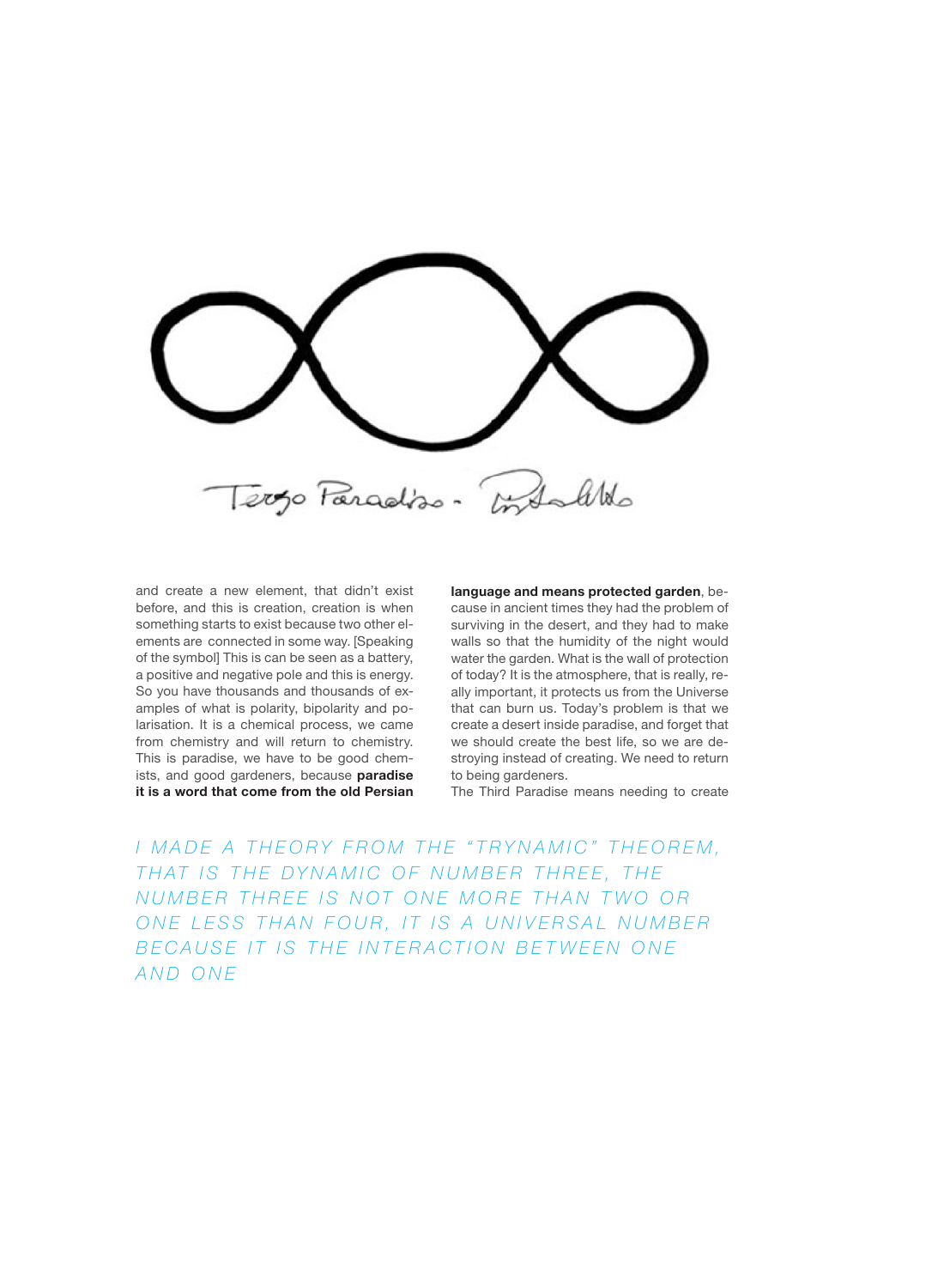Terzo Paradiso - Pistoletto

and create a new element, that didn't exist before, and this is creation, creation is when something starts to exist because two other elements are connected in some way. [Speaking of the symbol] This is can be seen as a battery, a positive and negative pole and this is energy. So you have thousands and thousands of examples of what is polarity, bipolarity and polarisation. It is a chemical process, we came from chemistry and will return to chemistry. This is paradise, we have to be good chemists, and good gardeners, because **paradise it is a word that come from the old Persian language and means protected garden**, because in ancient times they had the problem of surviving in the desert, and they had to make walls so that the humidity of the night would water the garden. What is the wall of protection of today? It is the atmosphere, that is really, really important, it protects us from the Universe that can burn us. Today's problem is that we create a desert inside paradise, and forget that we should create the best life, so we are destroying instead of creating. We need to return to being gardeners.

The Third Paradise means needing to create

*I MADE A THEORY FROM THE "TRYNAMIC" THEOREM, THAT IS THE DYNAMIC OF NUMBER THREE, THE NUMBER THREE IS NOT ONE MORE THAN TWO OR ONE LESS THAN FOUR, IT IS A UNIVERSAL NUMBER BECAUSE IT IS THE INTERACTION BETWEEN ONE AND ONE*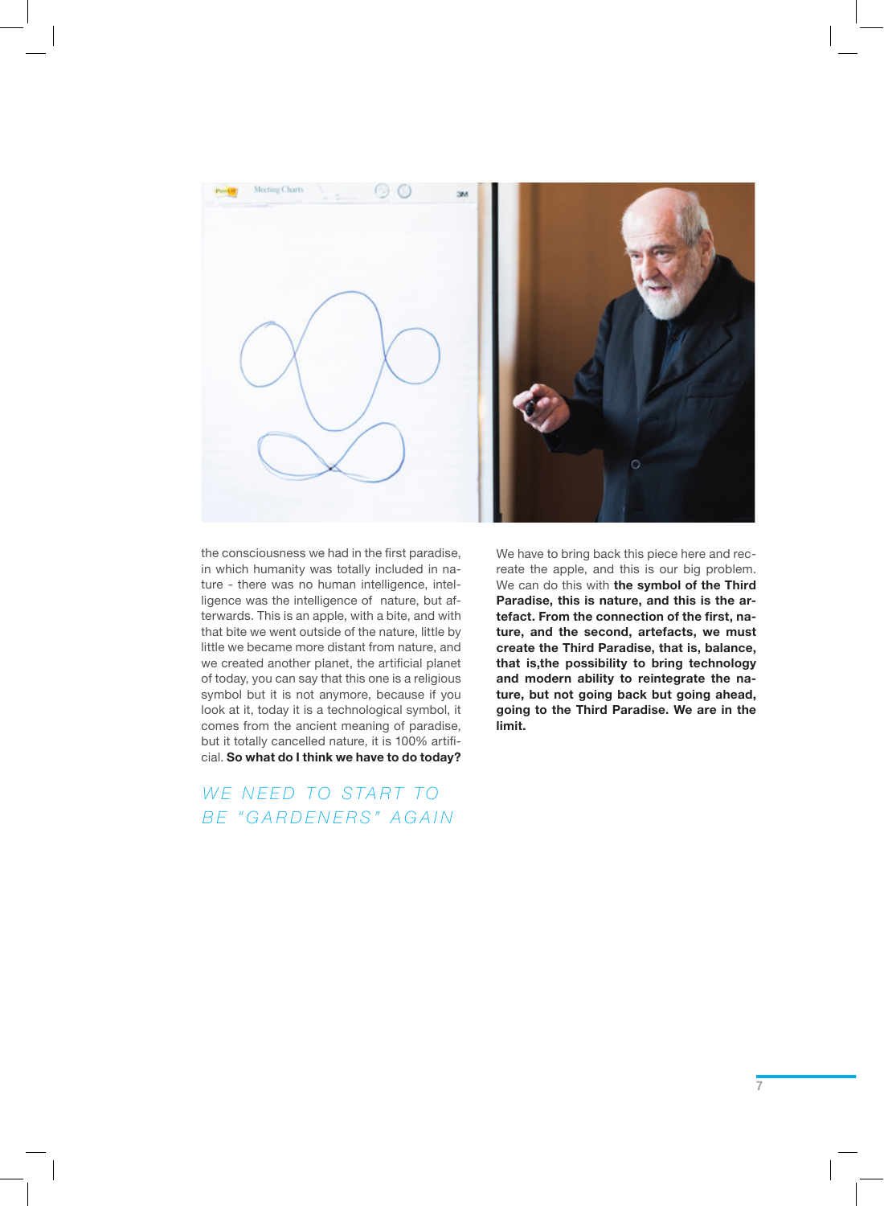the consciousness we had in the first paradise, in which humanity was totally included in nature - there was no human intelligence, intelligence was the intelligence of nature, but afterwards. This is an apple, with a bite, and with that bite we went outside of the nature, little by little we became more distant from nature, and we created another planet, the artificial planet of today, you can say that this one is a religious symbol but it is not anymore, because if you look at it, today it is a technological symbol, it comes from the ancient meaning of paradise, but it totally cancelled nature, it is 100% artificial. **So what do I think we have to do today?**

## WE NEED TO START TO BE "GARDENERS" AGAIN

We have to bring back this piece here and recreate the apple, and this is our big problem. We can do this with **the symbol of the Third Paradise, this is nature, and this is the artefact. From the connection of the first, nature, and the second, artefacts, we must create the Third Paradise, that is, balance, that is,the possibility to bring technology and modern ability to reintegrate the nature, but not going back but going ahead, going to the Third Paradise. We are in the limit.**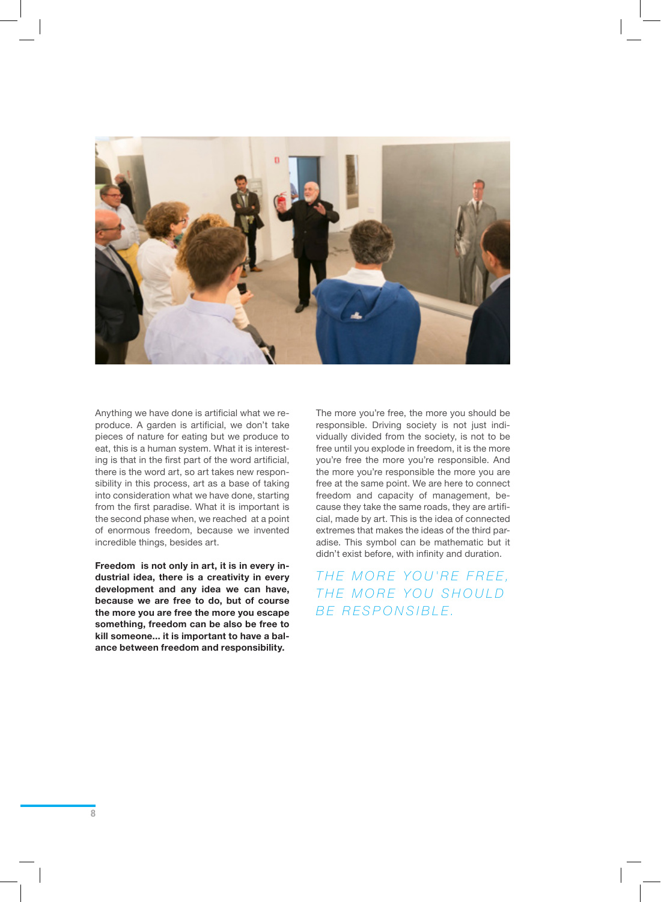Anything we have done is artificial what we reproduce. A garden is artificial, we don't take pieces of nature for eating but we produce to eat, this is a human system. What it is interesting is that in the first part of the word artificial, there is the word art, so art takes new responsibility in this process, art as a base of taking into consideration what we have done, starting from the first paradise. What it is important is the second phase when, we reached at a point of enormous freedom, because we invented incredible things, besides art.

**Freedom is not only in art, it is in every industrial idea, there is a creativity in every development and any idea we can have, because we are free to do, but of course the more you are free the more you escape something, freedom can be also be free to kill someone... it is important to have a balance between freedom and responsibility.**

The more you're free, the more you should be responsible. Driving society is not just individually divided from the society, is not to be free until you explode in freedom, it is the more you're free the more you're responsible. And the more you're responsible the more you are free at the same point. We are here to connect freedom and capacity of management, because they take the same roads, they are artificial, made by art. This is the idea of connected extremes that makes the ideas of the third paradise. This symbol can be mathematic but it didn't exist before, with infinity and duration.

*THE MORE YOU'RE FREE, THE MORE YOU SHOULD BE RESPONSIBLE.*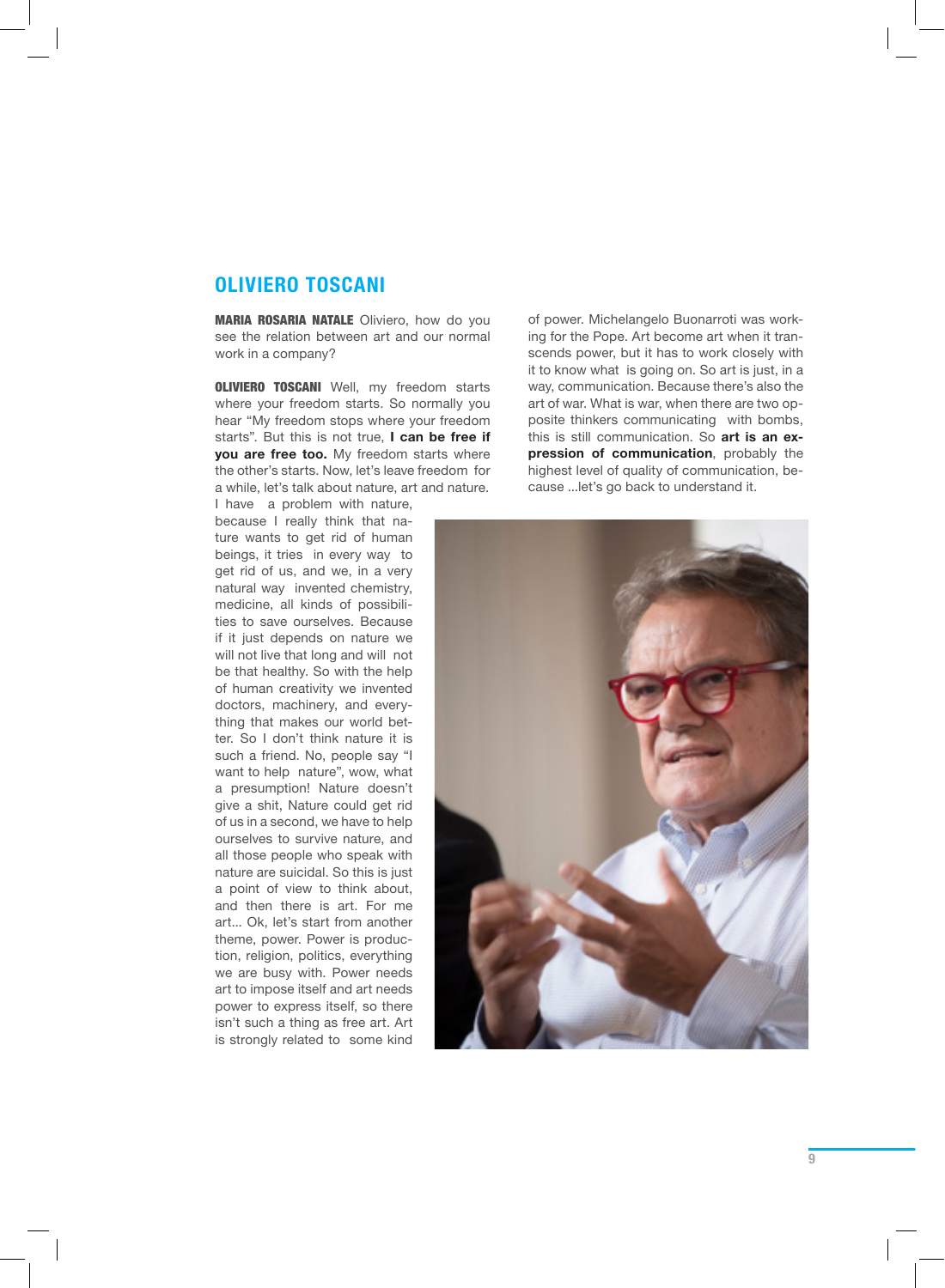## OLIVIERO TOSCANI

**MARIA ROSARIA NATALE** Oliviero, how do you see the relation between art and our normal work in a company?

**OLIVIERO TOSCANI** Well, my freedom starts where your freedom starts. So normally you hear "My freedom stops where your freedom starts". But this is not true, **I can be free if you are free too.** My freedom starts where the other's starts. Now, let's leave freedom for a while, let's talk about nature, art and nature. I have a problem with nature, because I really think that nature wants to get rid of human beings, it tries in every way to get rid of us, and we, in a very natural way invented chemistry, medicine, all kinds of possibilities to save ourselves. Because if it just depends on nature we will not live that long and will not be that healthy. So with the help of human creativity we invented doctors, machinery, and everything that makes our world better. So I don't think nature it is such a friend. No, people say "I want to help nature", wow, what a presumption! Nature doesn't give a shit, Nature could get rid of us in a second, we have to help ourselves to survive nature, and all those people who speak with nature are suicidal. So this is just a point of view to think about, and then there is art. For me art... Ok, let's start from another theme, power. Power is production, religion, politics, everything we are busy with. Power needs art to impose itself and art needs power to express itself, so there isn't such a thing as free art. Art is strongly related to some kind of power. Michelangelo Buonarroti was working for the Pope. Art become art when it transcends power, but it has to work closely with it to know what is going on. So art is just, in a way, communication. Because there's also the art of war. What is war, when there are two opposite thinkers communicating with bombs, this is still communication. So **art is an expression of communication**, probably the highest level of quality of communication, because ...let's go back to understand it.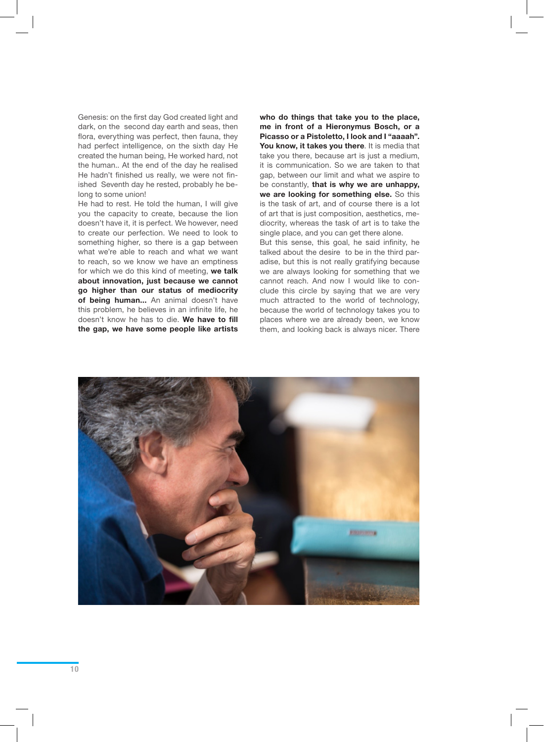Genesis: on the first day God created light and dark, on the second day earth and seas, then flora, everything was perfect, then fauna, they had perfect intelligence, on the sixth day He created the human being, He worked hard, not the human.. At the end of the day he realised He hadn't finished us really, we were not finished Seventh day he rested, probably he belong to some union!

He had to rest. He told the human, I will give you the capacity to create, because the lion doesn't have it, it is perfect. We however, need to create our perfection. We need to look to something higher, so there is a gap between what we're able to reach and what we want to reach, so we know we have an emptiness for which we do this kind of meeting, **we talk about innovation, just because we cannot go higher than our status of mediocrity of being human...** An animal doesn't have this problem, he believes in an infinite life, he doesn't know he has to die. **We have to fill the gap, we have some people like artists who do things that take you to the place, me in front of a Hieronymus Bosch, or a Picasso or a Pistoletto, I look and I "aaaah". You know, it takes you there**. It is media that take you there, because art is just a medium, it is communication. So we are taken to that gap, between our limit and what we aspire to be constantly, **that is why we are unhappy, we are looking for something else.** So this is the task of art, and of course there is a lot of art that is just composition, aesthetics, mediocrity, whereas the task of art is to take the single place, and you can get there alone.

But this sense, this goal, he said infinity, he talked about the desire to be in the third paradise, but this is not really gratifying because we are always looking for something that we cannot reach. And now I would like to conclude this circle by saying that we are very much attracted to the world of technology, because the world of technology takes you to places where we are already been, we know them, and looking back is always nicer. There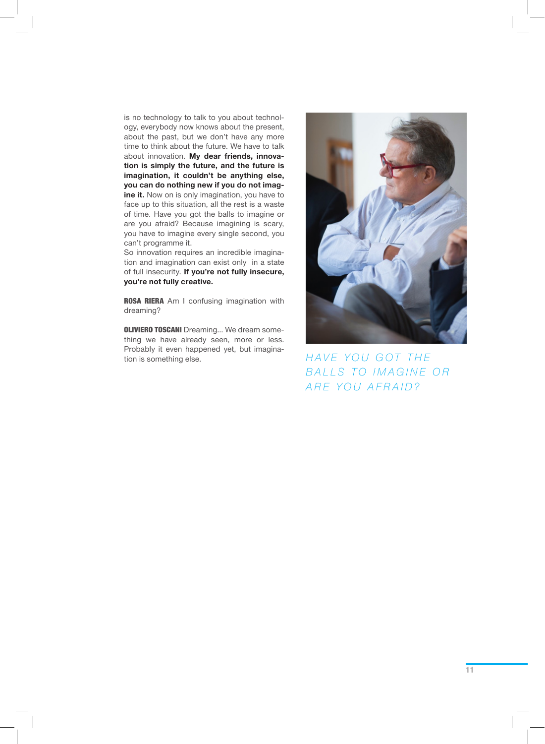is no technology to talk to you about technology, everybody now knows about the present, about the past, but we don't have any more time to think about the future. We have to talk about innovation. **My dear friends, innovation is simply the future, and the future is imagination, it couldn't be anything else, you can do nothing new if you do not imagine it.** Now on is only imagination, you have to face up to this situation, all the rest is a waste of time. Have you got the balls to imagine or are you afraid? Because imagining is scary, you have to imagine every single second, you can't programme it.
So innovation requires an incredible imagination and imagination can exist only in a state of full insecurity. **If you're not fully insecure, you're not fully creative.**

**ROSA RIERA** Am I confusing imagination with dreaming?

**OLIVIERO TOSCANI** Dreaming... We dream something we have already seen, more or less. Probably it even happened yet, but imagination is something else.

*HAVE YOU GOT THE BALLS TO IMAGINE OR ARE YOU AFRAID?*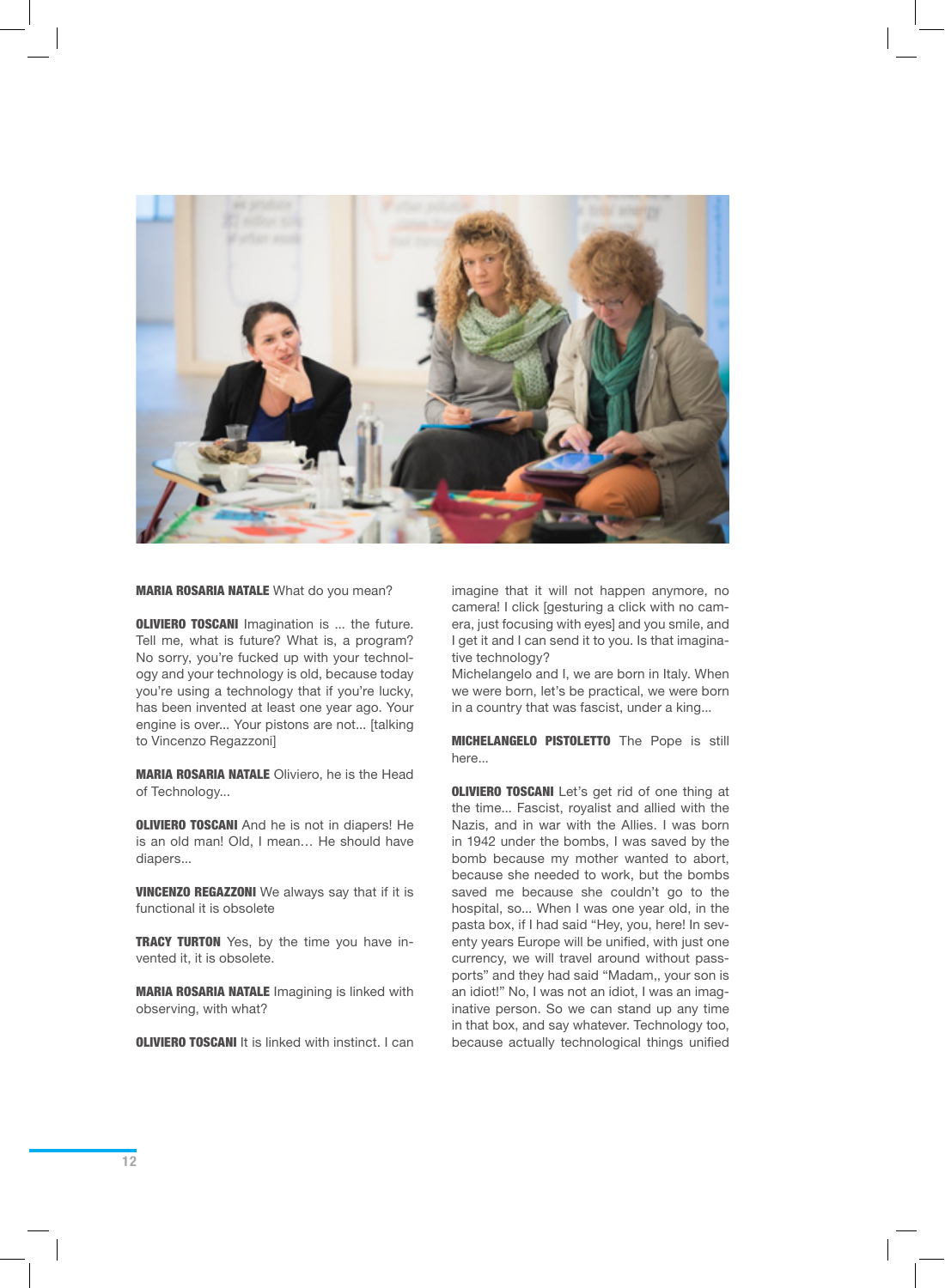**MARIA ROSARIA NATALE** What do you mean?

**OLIVIERO TOSCANI** Imagination is ... the future. Tell me, what is future? What is, a program? No sorry, you're fucked up with your technology and your technology is old, because today you're using a technology that if you're lucky, has been invented at least one year ago. Your engine is over... Your pistons are not... [talking to Vincenzo Regazzoni]

**MARIA ROSARIA NATALE** Oliviero, he is the Head of Technology...

**OLIVIERO TOSCANI** And he is not in diapers! He is an old man! Old, I mean… He should have diapers...

**VINCENZO REGAZZONI** We always say that if it is functional it is obsolete

**TRACY TURTON** Yes, by the time you have invented it, it is obsolete.

**MARIA ROSARIA NATALE** Imagining is linked with observing, with what?

**OLIVIERO TOSCANI** It is linked with instinct. I can imagine that it will not happen anymore, no camera! I click [gesturing a click with no camera, just focusing with eyes] and you smile, and I get it and I can send it to you. Is that imaginative technology?
Michelangelo and I, we are born in Italy. When we were born, let's be practical, we were born in a country that was fascist, under a king...

**MICHELANGELO PISTOLETTO** The Pope is still here...

**OLIVIERO TOSCANI** Let's get rid of one thing at the time... Fascist, royalist and allied with the Nazis, and in war with the Allies. I was born in 1942 under the bombs, I was saved by the bomb because my mother wanted to abort, because she needed to work, but the bombs saved me because she couldn't go to the hospital, so... When I was one year old, in the pasta box, if I had said "Hey, you, here! In seventy years Europe will be unified, with just one currency, we will travel around without passports" and they had said "Madam,, your son is an idiot!" No, I was not an idiot, I was an imaginative person. So we can stand up any time in that box, and say whatever. Technology too, because actually technological things unified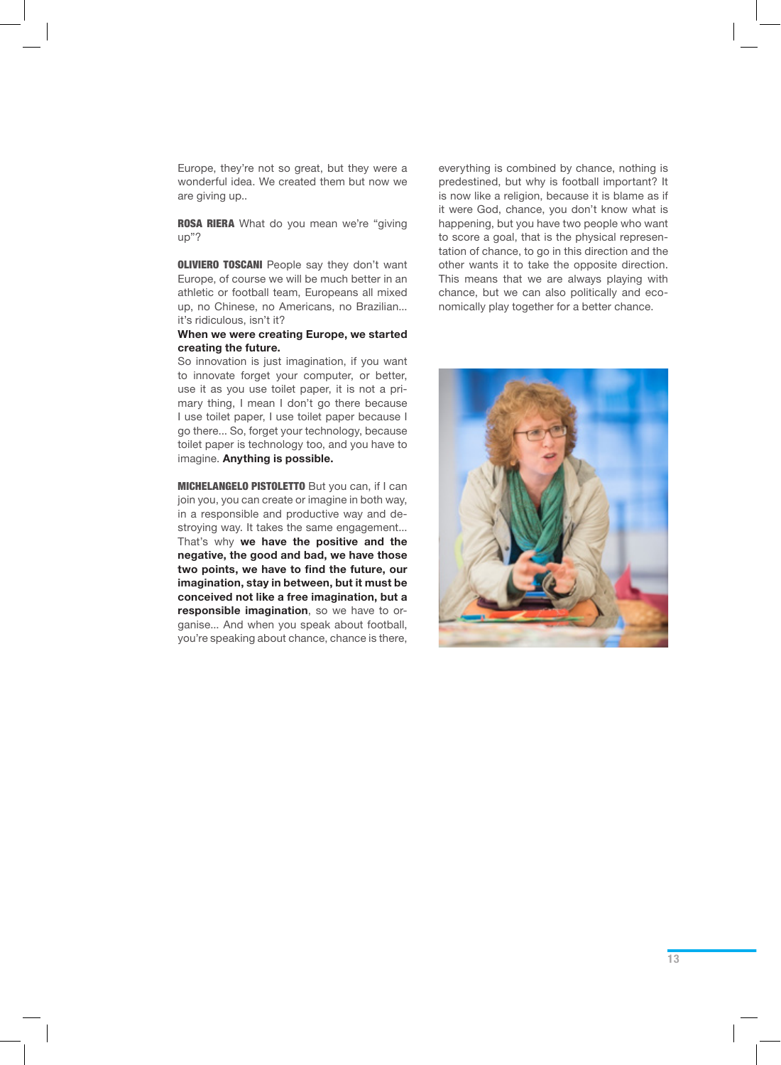Europe, they're not so great, but they were a wonderful idea. We created them but now we are giving up..

**ROSA RIERA** What do you mean we're "giving up"?

**OLIVIERO TOSCANI** People say they don't want Europe, of course we will be much better in an athletic or football team, Europeans all mixed up, no Chinese, no Americans, no Brazilian... it's ridiculous, isn't it?

**When we were creating Europe, we started creating the future.**

So innovation is just imagination, if you want to innovate forget your computer, or better, use it as you use toilet paper, it is not a primary thing, I mean I don't go there because I use toilet paper, I use toilet paper because I go there... So, forget your technology, because toilet paper is technology too, and you have to imagine. **Anything is possible.**

**MICHELANGELO PISTOLETTO** But you can, if I can join you, you can create or imagine in both way, in a responsible and productive way and destroying way. It takes the same engagement... That's why **we have the positive and the negative, the good and bad, we have those two points, we have to find the future, our imagination, stay in between, but it must be conceived not like a free imagination, but a responsible imagination**, so we have to organise... And when you speak about football, you're speaking about chance, chance is there, everything is combined by chance, nothing is predestined, but why is football important? It is now like a religion, because it is blame as if it were God, chance, you don't know what is happening, but you have two people who want to score a goal, that is the physical representation of chance, to go in this direction and the other wants it to take the opposite direction. This means that we are always playing with chance, but we can also politically and economically play together for a better chance.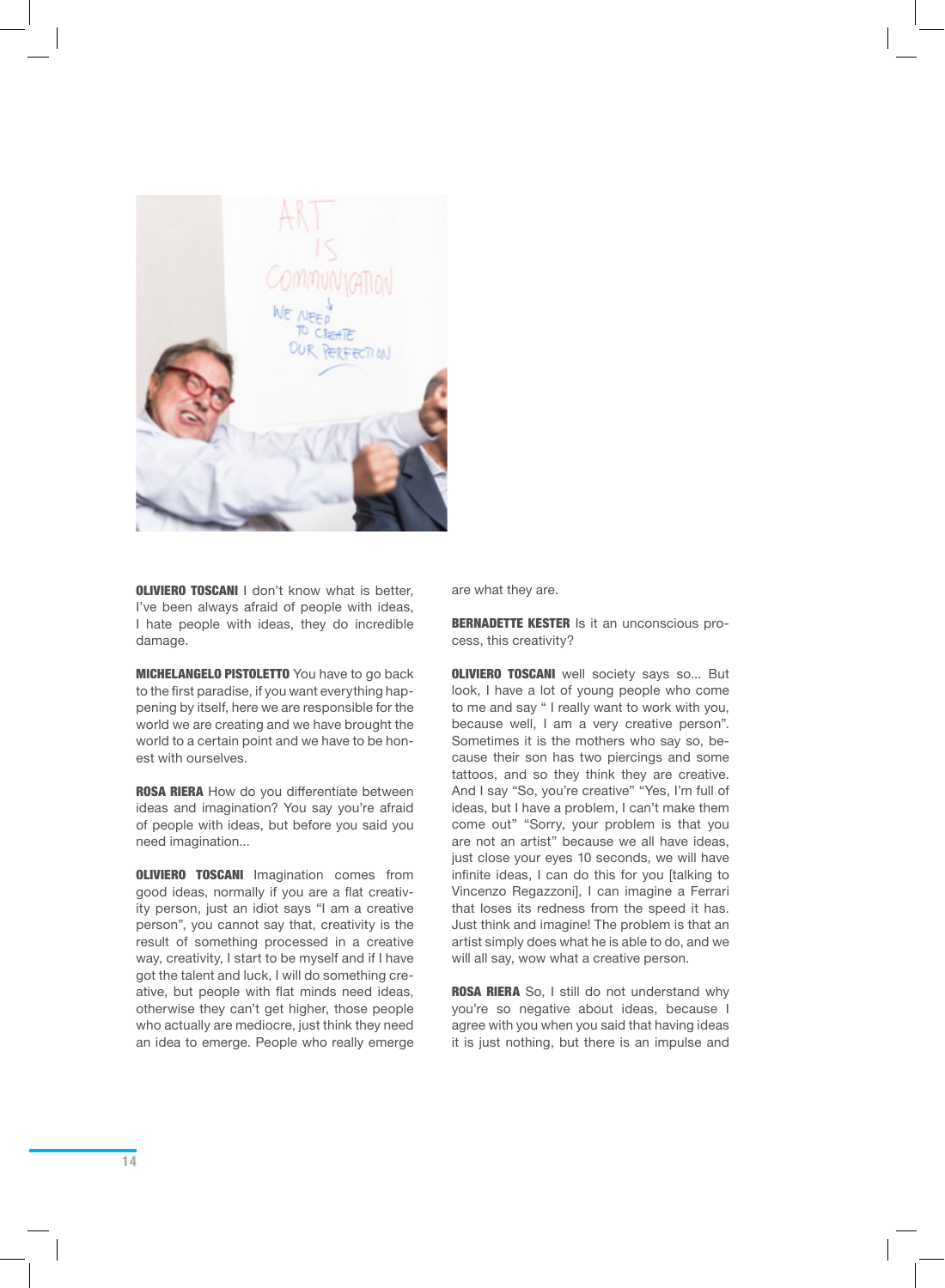**OLIVIERO TOSCANI** I don't know what is better, I've been always afraid of people with ideas, I hate people with ideas, they do incredible damage.

**MICHELANGELO PISTOLETTO** You have to go back to the first paradise, if you want everything happening by itself, here we are responsible for the world we are creating and we have brought the world to a certain point and we have to be honest with ourselves.

**ROSA RIERA** How do you differentiate between ideas and imagination? You say you're afraid of people with ideas, but before you said you need imagination...

**OLIVIERO TOSCANI** Imagination comes from good ideas, normally if you are a flat creativity person, just an idiot says "I am a creative person", you cannot say that, creativity is the result of something processed in a creative way, creativity, I start to be myself and if I have got the talent and luck, I will do something creative, but people with flat minds need ideas, otherwise they can't get higher, those people who actually are mediocre, just think they need an idea to emerge. People who really emerge are what they are.

**BERNADETTE KESTER** Is it an unconscious process, this creativity?

**OLIVIERO TOSCANI** well society says so... But look, I have a lot of young people who come to me and say " I really want to work with you, because well, I am a very creative person". Sometimes it is the mothers who say so, because their son has two piercings and some tattoos, and so they think they are creative. And I say "So, you're creative" "Yes, I'm full of ideas, but I have a problem, I can't make them come out" "Sorry, your problem is that you are not an artist" because we all have ideas, just close your eyes 10 seconds, we will have infinite ideas, I can do this for you [talking to Vincenzo Regazzoni], I can imagine a Ferrari that loses its redness from the speed it has. Just think and imagine! The problem is that an artist simply does what he is able to do, and we will all say, wow what a creative person.

**ROSA RIERA** So, I still do not understand why you're so negative about ideas, because I agree with you when you said that having ideas it is just nothing, but there is an impulse and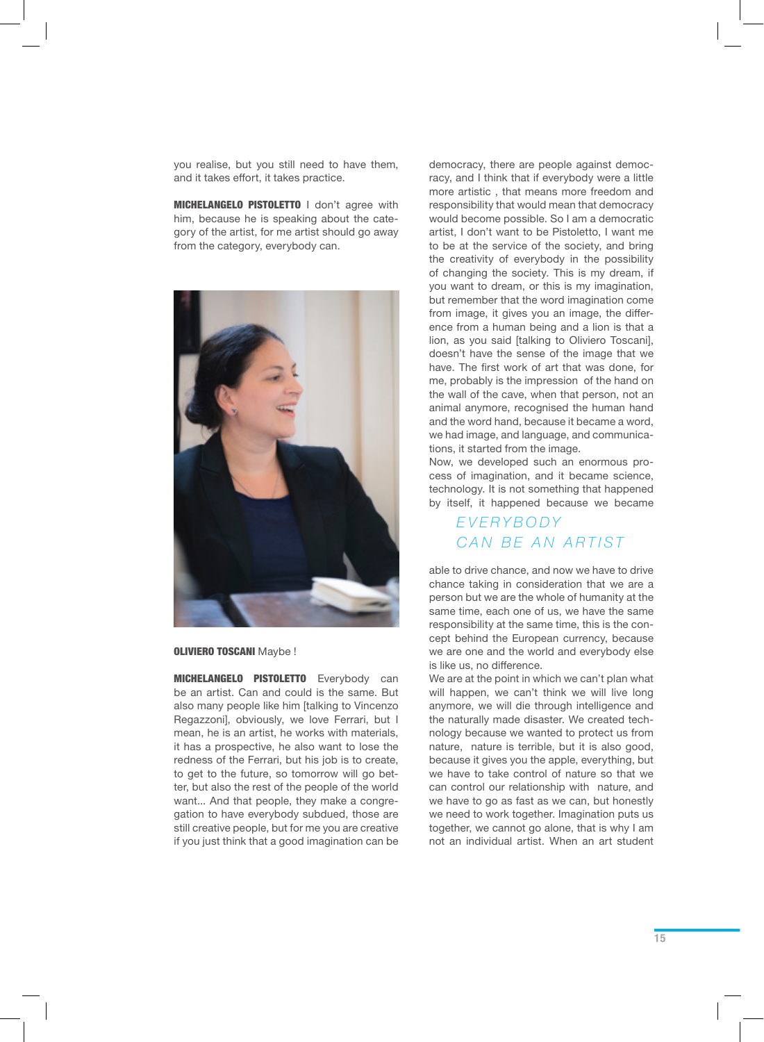you realise, but you still need to have them, and it takes effort, it takes practice.

**MICHELANGELO PISTOLETTO** I don't agree with him, because he is speaking about the category of the artist, for me artist should go away from the category, everybody can.

**OLIVIERO TOSCANI** Maybe !

**MICHELANGELO PISTOLETTO** Everybody can be an artist. Can and could is the same. But also many people like him [talking to Vincenzo Regazzoni], obviously, we love Ferrari, but I mean, he is an artist, he works with materials, it has a prospective, he also want to lose the redness of the Ferrari, but his job is to create, to get to the future, so tomorrow will go better, but also the rest of the people of the world want... And that people, they make a congregation to have everybody subdued, those are still creative people, but for me you are creative if you just think that a good imagination can be democracy, there are people against democracy, and I think that if everybody were a little more artistic , that means more freedom and responsibility that would mean that democracy would become possible. So I am a democratic artist, I don't want to be Pistoletto, I want me to be at the service of the society, and bring the creativity of everybody in the possibility of changing the society. This is my dream, if you want to dream, or this is my imagination, but remember that the word imagination come from image, it gives you an image, the difference from a human being and a lion is that a lion, as you said [talking to Oliviero Toscani], doesn't have the sense of the image that we have. The first work of art that was done, for me, probably is the impression of the hand on the wall of the cave, when that person, not an animal anymore, recognised the human hand and the word hand, because it became a word, we had image, and language, and communications, it started from the image.

Now, we developed such an enormous process of imagination, and it became science, technology. It is not something that happened by itself, it happened because we became able to drive chance, and now we have to drive chance taking in consideration that we are a person but we are the whole of humanity at the same time, each one of us, we have the same responsibility at the same time, this is the concept behind the European currency, because we are one and the world and everybody else is like us, no difference.

*EVERYBODY CAN BE AN ARTIST*

We are at the point in which we can't plan what will happen, we can't think we will live long anymore, we will die through intelligence and the naturally made disaster. We created technology because we wanted to protect us from nature, nature is terrible, but it is also good, because it gives you the apple, everything, but we have to take control of nature so that we can control our relationship with nature, and we have to go as fast as we can, but honestly we need to work together. Imagination puts us together, we cannot go alone, that is why I am not an individual artist. When an art student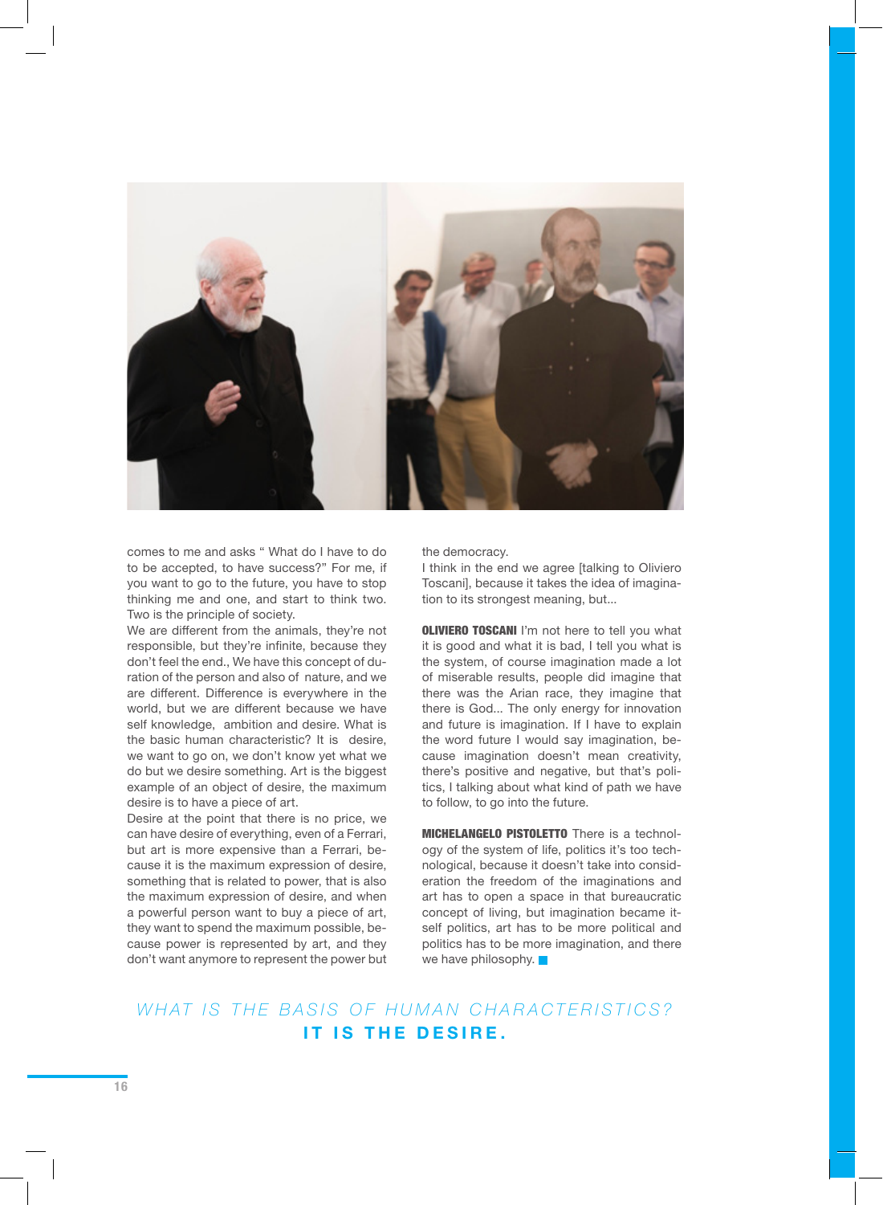comes to me and asks " What do I have to do to be accepted, to have success?" For me, if you want to go to the future, you have to stop thinking me and one, and start to think two. Two is the principle of society.

We are different from the animals, they're not responsible, but they're infinite, because they don't feel the end., We have this concept of duration of the person and also of nature, and we are different. Difference is everywhere in the world, but we are different because we have self knowledge, ambition and desire. What is the basic human characteristic? It is desire, we want to go on, we don't know yet what we do but we desire something. Art is the biggest example of an object of desire, the maximum desire is to have a piece of art.

Desire at the point that there is no price, we can have desire of everything, even of a Ferrari, but art is more expensive than a Ferrari, because it is the maximum expression of desire, something that is related to power, that is also the maximum expression of desire, and when a powerful person want to buy a piece of art, they want to spend the maximum possible, because power is represented by art, and they don't want anymore to represent the power but the democracy.

I think in the end we agree [talking to Oliviero Toscani], because it takes the idea of imagination to its strongest meaning, but...

**OLIVIERO TOSCANI** I'm not here to tell you what it is good and what it is bad, I tell you what is the system, of course imagination made a lot of miserable results, people did imagine that there was the Arian race, they imagine that there is God... The only energy for innovation and future is imagination. If I have to explain the word future I would say imagination, because imagination doesn't mean creativity, there's positive and negative, but that's politics, I talking about what kind of path we have to follow, to go into the future.

**MICHELANGELO PISTOLETTO** There is a technology of the system of life, politics it's too technological, because it doesn't take into consideration the freedom of the imaginations and art has to open a space in that bureaucratic concept of living, but imagination became itself politics, art has to be more political and politics has to be more imagination, and there we have philosophy.

*WHAT IS THE BASIS OF HUMAN CHARACTERISTICS?*
**IT IS THE DESIRE.**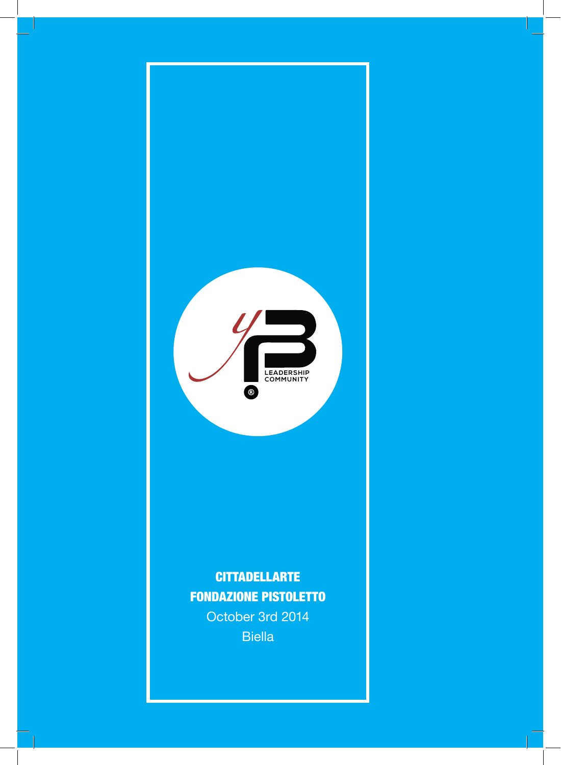LEADERSHIP COMMUNITY

**CITTADELLARTE**

**FONDAZIONE PISTOLETTO**

October 3rd 2014

Biella